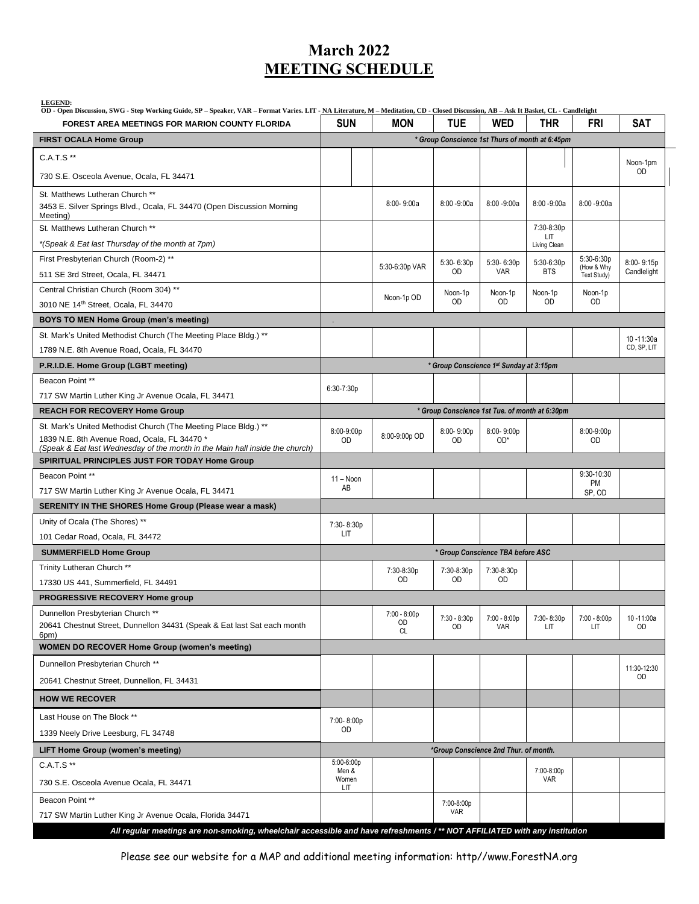# March 2022
# MEETING SCHEDULE

**LEGEND:**
**OD - Open Discussion, SWG - Step Working Guide, SP – Speaker, VAR – Format Varies. LIT - NA Literature, M – Meditation, CD - Closed Discussion, AB – Ask It Basket, CL - Candlelight**

| FOREST AREA MEETINGS FOR MARION COUNTY FLORIDA | SUN | MON | TUE | WED | THR | FRI | SAT |
|---|---|---|---|---|---|---|---|
| **FIRST OCALA Home Group** | *\* Group Conscience 1st Thurs of month at 6:45pm* | | | | | | |
| C.A.T.S ** <br> 730 S.E. Osceola Avenue, Ocala, FL 34471 | | | | | | | Noon-1pm OD |
| St. Matthews Lutheran Church ** <br> 3453 E. Silver Springs Blvd., Ocala, FL 34470 (Open Discussion Morning Meeting) | | 8:00- 9:00a | 8:00 -9:00a | 8:00 -9:00a | 8:00 -9:00a | 8:00 -9:00a | |
| St. Matthews Lutheran Church ** <br> *\*(Speak & Eat last Thursday of the month at 7pm)* | | | | | 7:30-8:30p LIT Living Clean | | |
| First Presbyterian Church (Room-2) ** <br> 511 SE 3rd Street, Ocala, FL 34471 | | 5:30-6:30p VAR | 5:30- 6:30p OD | 5:30- 6:30p VAR | 5:30-6:30p BTS | 5:30-6:30p (How & Why Text Study) | 8:00- 9:15p Candlelight |
| Central Christian Church (Room 304) ** <br> 3010 NE 14th Street, Ocala, FL 34470 | | Noon-1p OD | Noon-1p OD | Noon-1p OD | Noon-1p OD | Noon-1p OD | |
| **BOYS TO MEN Home Group (men's meeting)** | . | | | | | | |
| St. Mark's United Methodist Church (The Meeting Place Bldg.) ** <br> 1789 N.E. 8th Avenue Road, Ocala, FL 34470 | | | | | | | 10 -11:30a CD, SP, LIT |
| **P.R.I.D.E. Home Group (LGBT meeting)** | *\* Group Conscience 1st Sunday at 3:15pm* | | | | | | |
| Beacon Point ** <br> 717 SW Martin Luther King Jr Avenue Ocala, FL 34471 | 6:30-7:30p | | | | | | |
| **REACH FOR RECOVERY Home Group** | *\* Group Conscience 1st Tue. of month at 6:30pm* | | | | | | |
| St. Mark's United Methodist Church (The Meeting Place Bldg.) ** <br> 1839 N.E. 8th Avenue Road, Ocala, FL 34470 * <br> *(Speak & Eat last Wednesday of the month in the Main hall inside the church)* | 8:00-9:00p OD | 8:00-9:00p OD | 8:00- 9:00p OD | 8:00- 9:00p OD* | | 8:00-9:00p OD | |
| **SPIRITUAL PRINCIPLES JUST FOR TODAY Home Group** | | | | | | | |
| Beacon Point ** <br> 717 SW Martin Luther King Jr Avenue Ocala, FL 34471 | 11 – Noon AB | | | | | 9:30-10:30 PM SP, OD | |
| **SERENITY IN THE SHORES Home Group (Please wear a mask)** | | | | | | | |
| Unity of Ocala (The Shores) ** <br> 101 Cedar Road, Ocala, FL 34472 | 7:30- 8:30p LIT | | | | | | |
| **SUMMERFIELD Home Group** | *\* Group Conscience TBA before ASC* | | | | | | |
| Trinity Lutheran Church ** <br> 17330 US 441, Summerfield, FL 34491 | | 7:30-8:30p OD | 7:30-8:30p OD | 7:30-8:30p OD | | | |
| **PROGRESSIVE RECOVERY Home group** | | | | | | | |
| Dunnellon Presbyterian Church ** <br> 20641 Chestnut Street, Dunnellon 34431 (Speak & Eat last Sat each month 6pm) | | 7:00 - 8:00p OD CL | 7:30 - 8:30p OD | 7:00 - 8:00p VAR | 7:30- 8:30p LIT | 7:00 - 8:00p LIT | 10 -11:00a OD |
| **WOMEN DO RECOVER Home Group (women's meeting)** | | | | | | | |
| Dunnellon Presbyterian Church ** <br> 20641 Chestnut Street, Dunnellon, FL 34431 | | | | | | | 11:30-12:30 OD |
| **HOW WE RECOVER** | | | | | | | |
| Last House on The Block ** <br> 1339 Neely Drive Leesburg, FL 34748 | 7:00- 8:00p OD | | | | | | |
| **LIFT Home Group (women's meeting)** | *\*Group Conscience 2nd Thur. of month.* | | | | | | |
| C.A.T.S ** <br> 730 S.E. Osceola Avenue Ocala, FL 34471 | 5:00-6:00p Men & Women LIT | | | | 7:00-8:00p VAR | | |
| Beacon Point ** <br> 717 SW Martin Luther King Jr Avenue Ocala, Florida 34471 | | | 7:00-8:00p VAR | | | | |

***All regular meetings are non-smoking, wheelchair accessible and have refreshments / ** NOT AFFILIATED with any institution***

Please see our website for a MAP and additional meeting information: http//www.ForestNA.org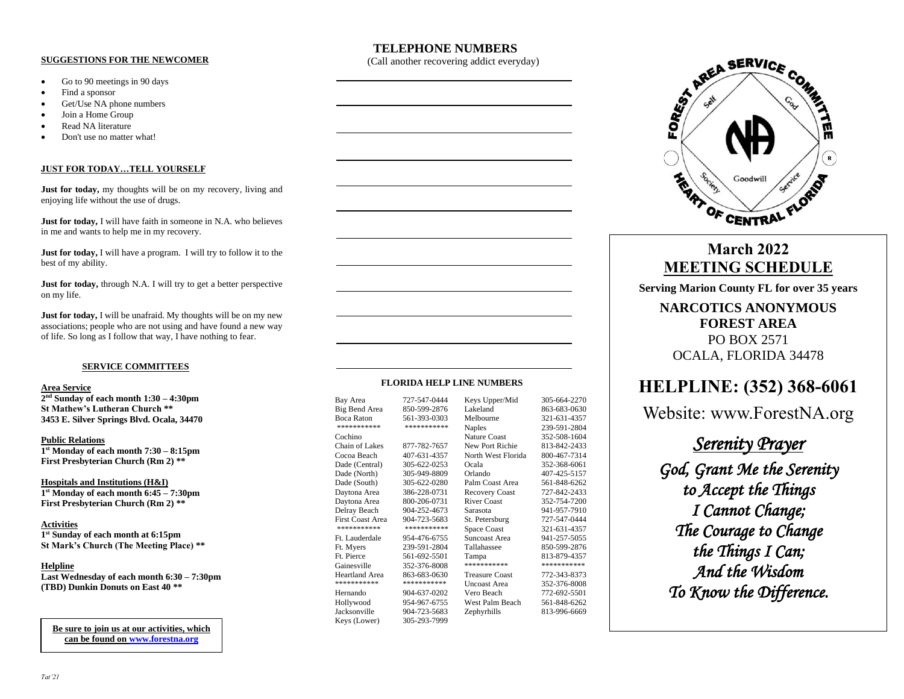### SUGGESTIONS FOR THE NEWCOMER

- Go to 90 meetings in 90 days
- Find a sponsor
- Get/Use NA phone numbers
- Join a Home Group
- Read NA literature
- Don't use no matter what!

### JUST FOR TODAY…TELL YOURSELF

**Just for today,** my thoughts will be on my recovery, living and enjoying life without the use of drugs.

**Just for today,** I will have faith in someone in N.A. who believes in me and wants to help me in my recovery.

**Just for today,** I will have a program. I will try to follow it to the best of my ability.

**Just for today,** through N.A. I will try to get a better perspective on my life.

**Just for today,** I will be unafraid. My thoughts will be on my new associations; people who are not using and have found a new way of life. So long as I follow that way, I have nothing to fear.

### SERVICE COMMITTEES

**Area Service**
**2nd Sunday of each month 1:30 – 4:30pm**
**St Mathew's Lutheran Church \*\***
**3453 E. Silver Springs Blvd. Ocala, 34470**

**Public Relations**
**1st Monday of each month 7:30 – 8:15pm**
**First Presbyterian Church (Rm 2) \*\***

**Hospitals and Institutions (H&I)**
**1st Monday of each month 6:45 – 7:30pm**
**First Presbyterian Church (Rm 2) \*\***

**Activities**
**1st Sunday of each month at 6:15pm**
**St Mark's Church (The Meeting Place) \*\***

**Helpline**
**Last Wednesday of each month 6:30 – 7:30pm**
**(TBD) Dunkin Donuts on East 40 \*\***

**Be sure to join us at our activities, which can be found on www.forestna.org**

## TELEPHONE NUMBERS

(Call another recovering addict everyday)

### FLORIDA HELP LINE NUMBERS

| | | | |
|---|---|---|---|
| Bay Area | 727-547-0444 | Keys Upper/Mid | 305-664-2270 |
| Big Bend Area | 850-599-2876 | Lakeland | 863-683-0630 |
| Boca Raton | 561-393-0303 | Melbourne | 321-631-4357 |
| *********** | *********** | Naples | 239-591-2804 |
| Cochino | | Nature Coast | 352-508-1604 |
| Chain of Lakes | 877-782-7657 | New Port Richie | 813-842-2433 |
| Cocoa Beach | 407-631-4357 | North West Florida | 800-467-7314 |
| Dade (Central) | 305-622-0253 | Ocala | 352-368-6061 |
| Dade (North) | 305-949-8809 | Orlando | 407-425-5157 |
| Dade (South) | 305-622-0280 | Palm Coast Area | 561-848-6262 |
| Daytona Area | 386-228-0731 | Recovery Coast | 727-842-2433 |
| Daytona Area | 800-206-0731 | River Coast | 352-754-7200 |
| Delray Beach | 904-252-4673 | Sarasota | 941-957-7910 |
| First Coast Area | 904-723-5683 | St. Petersburg | 727-547-0444 |
| *********** | *********** | Space Coast | 321-631-4357 |
| Ft. Lauderdale | 954-476-6755 | Suncoast Area | 941-257-5055 |
| Ft. Myers | 239-591-2804 | Tallahassee | 850-599-2876 |
| Ft. Pierce | 561-692-5501 | Tampa | 813-879-4357 |
| Gainesville | 352-376-8008 | *********** | *********** |
| Heartland Area | 863-683-0630 | Treasure Coast | 772-343-8373 |
| *********** | *********** | Uncoast Area | 352-376-8008 |
| Hernando | 904-637-0202 | Vero Beach | 772-692-5501 |
| Hollywood | 954-967-6755 | West Palm Beach | 561-848-6262 |
| Jacksonville | 904-723-5683 | Zephyrhills | 813-996-6669 |
| Keys (Lower) | 305-293-7999 | | |

FOREST AREA SERVICE COMMITTEE — HEART OF CENTRAL FLORIDA

Self · God · Society · Service · Goodwill

# March 2022
# MEETING SCHEDULE

**Serving Marion County FL for over 35 years**

**NARCOTICS ANONYMOUS**
**FOREST AREA**
PO BOX 2571
OCALA, FLORIDA 34478

## HELPLINE: (352) 368-6061

Website: www.ForestNA.org

*Serenity Prayer*

*God, Grant Me the Serenity*
*to Accept the Things*
*I Cannot Change;*
*The Courage to Change*
*the Things I Can;*
*And the Wisdom*
*To Know the Difference.*

*Tat'21*